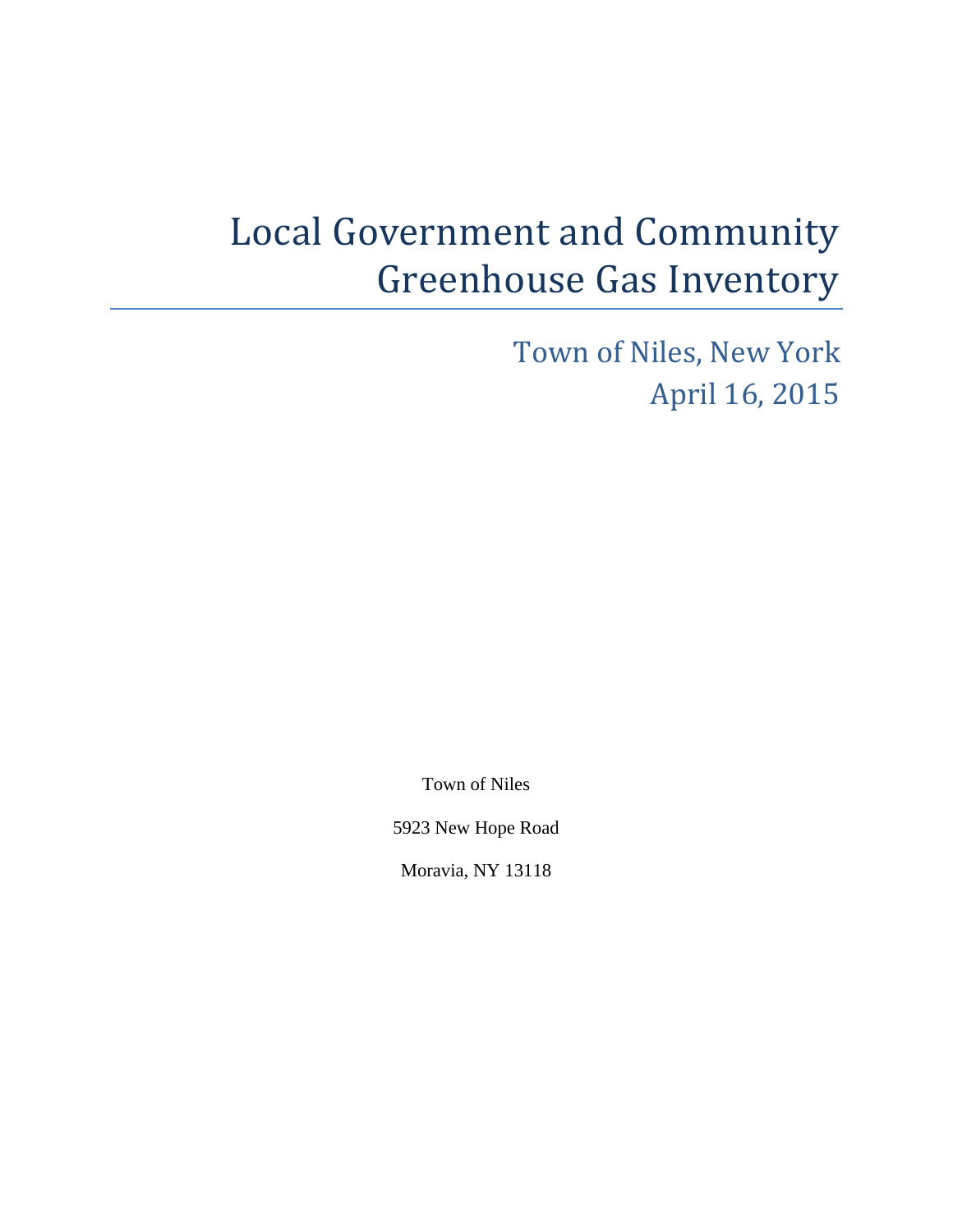# Local Government and Community Greenhouse Gas Inventory

## Town of Niles, New York
## April 16, 2015

Town of Niles

5923 New Hope Road

Moravia, NY 13118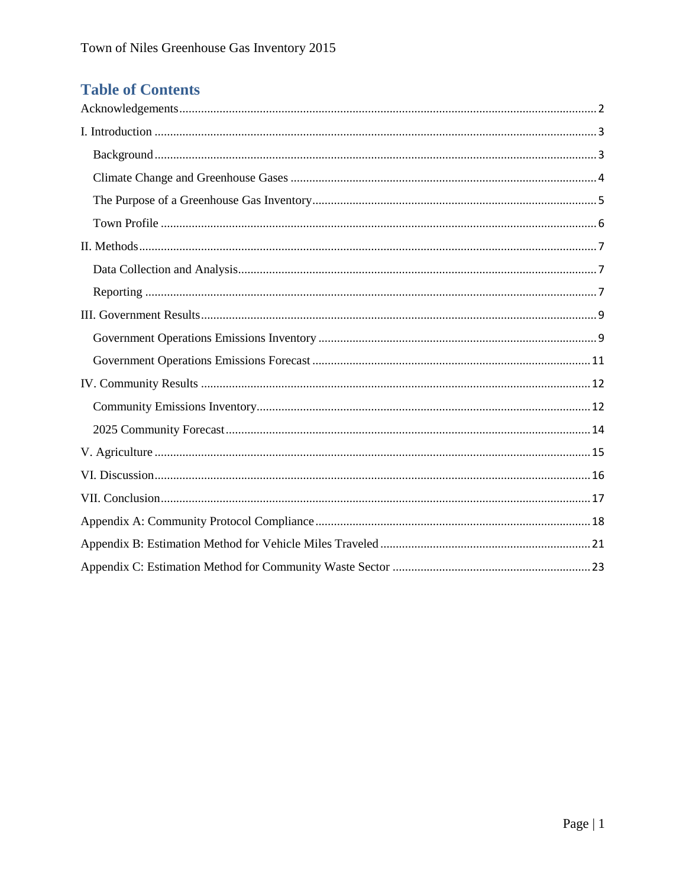## Table of Contents

Acknowledgements ..... 2

I. Introduction ..... 3

- Background ..... 3
- Climate Change and Greenhouse Gases ..... 4
- The Purpose of a Greenhouse Gas Inventory ..... 5
- Town Profile ..... 6

II. Methods ..... 7

- Data Collection and Analysis ..... 7
- Reporting ..... 7

III. Government Results ..... 9

- Government Operations Emissions Inventory ..... 9
- Government Operations Emissions Forecast ..... 11

IV. Community Results ..... 12

- Community Emissions Inventory ..... 12
- 2025 Community Forecast ..... 14

V. Agriculture ..... 15

VI. Discussion ..... 16

VII. Conclusion ..... 17

Appendix A: Community Protocol Compliance ..... 18

Appendix B: Estimation Method for Vehicle Miles Traveled ..... 21

Appendix C: Estimation Method for Community Waste Sector ..... 23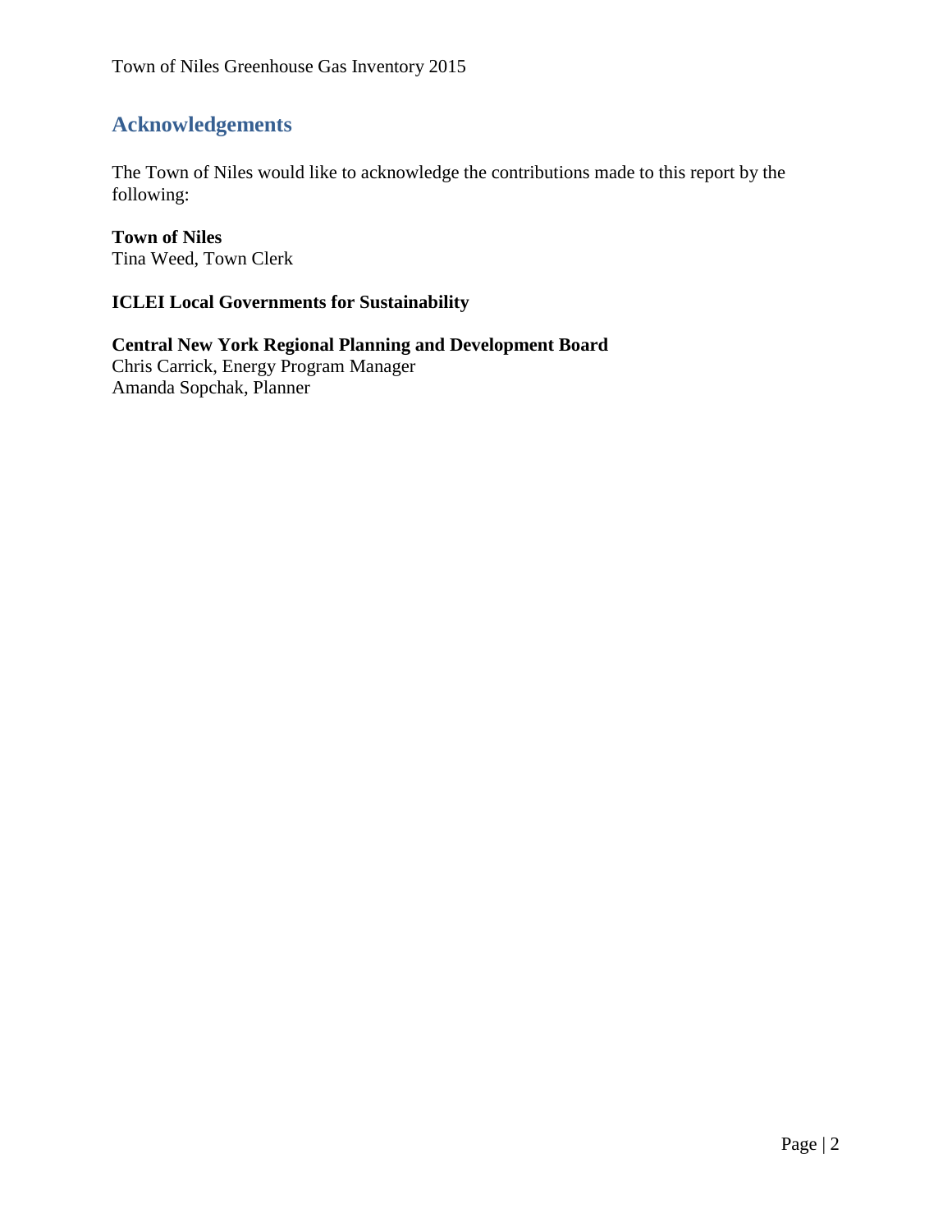## Acknowledgements

The Town of Niles would like to acknowledge the contributions made to this report by the following:

**Town of Niles**
Tina Weed, Town Clerk

**ICLEI Local Governments for Sustainability**

**Central New York Regional Planning and Development Board**
Chris Carrick, Energy Program Manager
Amanda Sopchak, Planner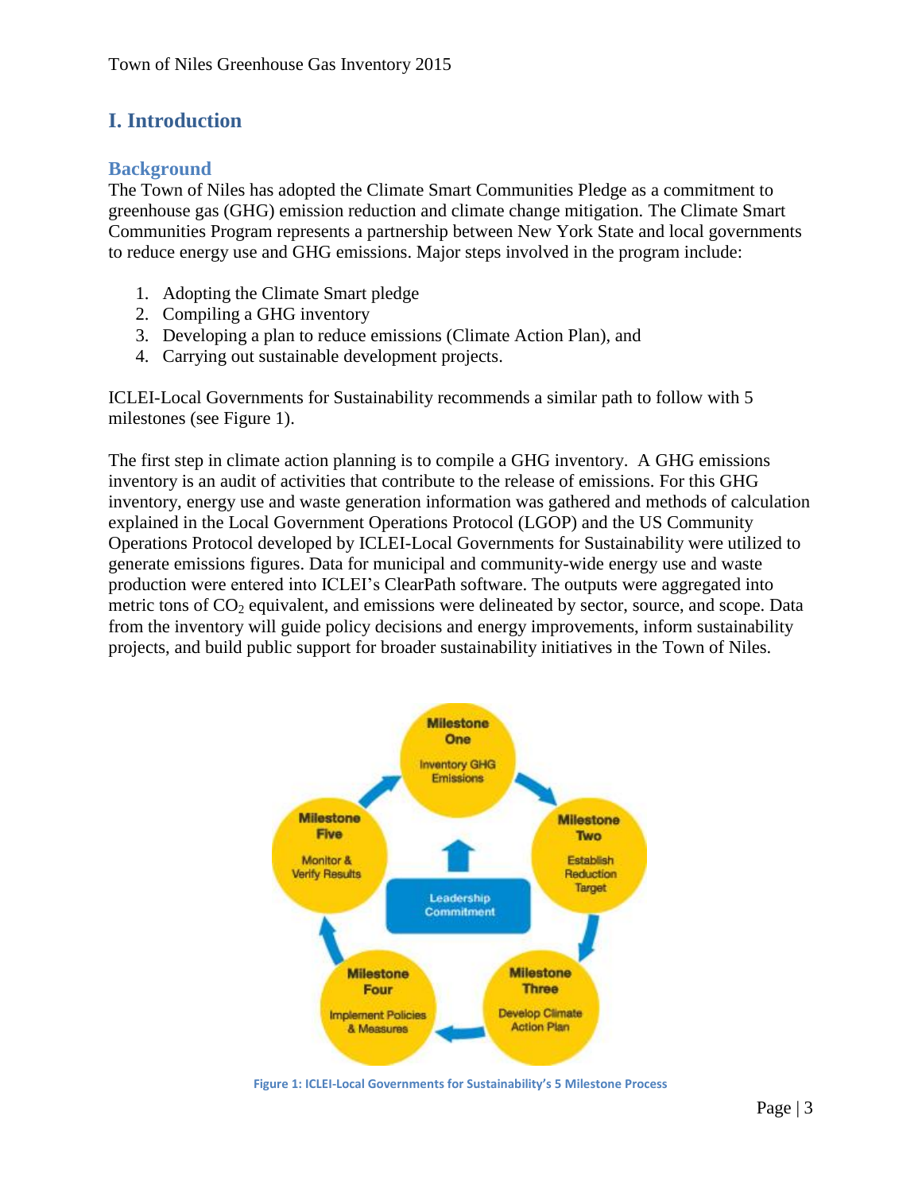# I. Introduction

## Background

The Town of Niles has adopted the Climate Smart Communities Pledge as a commitment to greenhouse gas (GHG) emission reduction and climate change mitigation. The Climate Smart Communities Program represents a partnership between New York State and local governments to reduce energy use and GHG emissions. Major steps involved in the program include:

1. Adopting the Climate Smart pledge
2. Compiling a GHG inventory
3. Developing a plan to reduce emissions (Climate Action Plan), and
4. Carrying out sustainable development projects.

ICLEI-Local Governments for Sustainability recommends a similar path to follow with 5 milestones (see Figure 1).

The first step in climate action planning is to compile a GHG inventory. A GHG emissions inventory is an audit of activities that contribute to the release of emissions. For this GHG inventory, energy use and waste generation information was gathered and methods of calculation explained in the Local Government Operations Protocol (LGOP) and the US Community Operations Protocol developed by ICLEI-Local Governments for Sustainability were utilized to generate emissions figures. Data for municipal and community-wide energy use and waste production were entered into ICLEI's ClearPath software. The outputs were aggregated into metric tons of $CO_2$ equivalent, and emissions were delineated by sector, source, and scope. Data from the inventory will guide policy decisions and energy improvements, inform sustainability projects, and build public support for broader sustainability initiatives in the Town of Niles.

Figure 1: ICLEI-Local Governments for Sustainability's 5 Milestone Process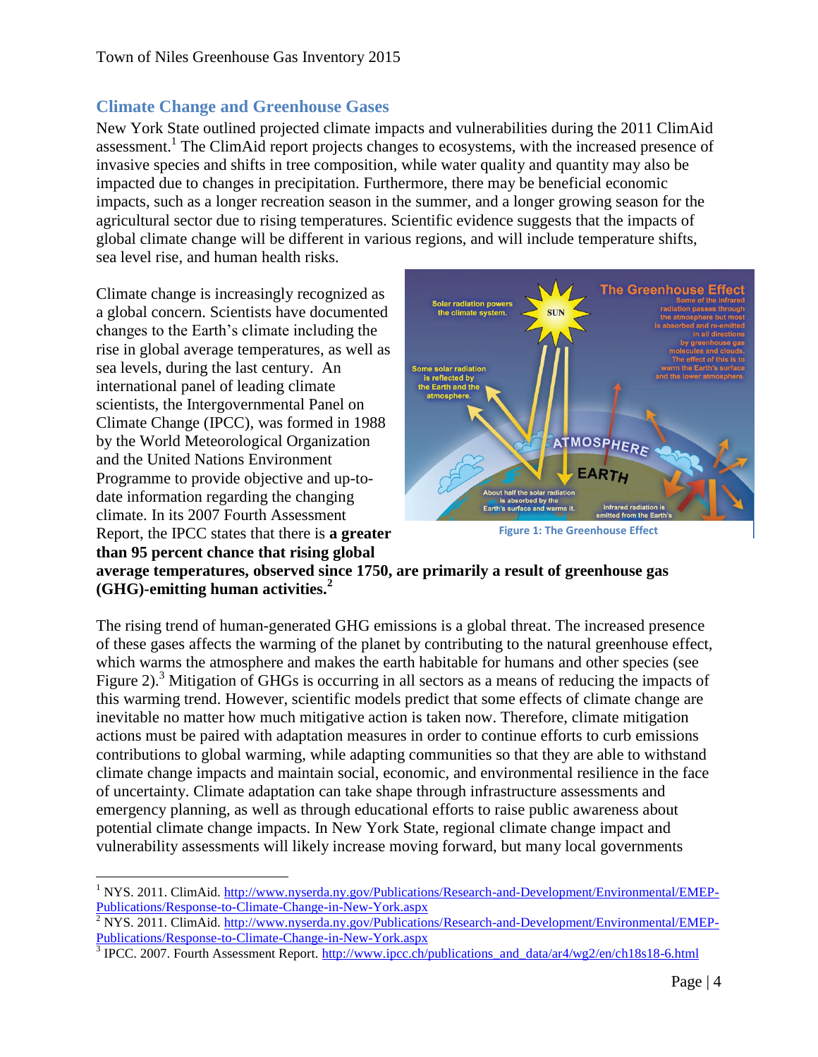## Climate Change and Greenhouse Gases

New York State outlined projected climate impacts and vulnerabilities during the 2011 ClimAid assessment.[1] The ClimAid report projects changes to ecosystems, with the increased presence of invasive species and shifts in tree composition, while water quality and quantity may also be impacted due to changes in precipitation. Furthermore, there may be beneficial economic impacts, such as a longer recreation season in the summer, and a longer growing season for the agricultural sector due to rising temperatures. Scientific evidence suggests that the impacts of global climate change will be different in various regions, and will include temperature shifts, sea level rise, and human health risks.

Climate change is increasingly recognized as a global concern. Scientists have documented changes to the Earth's climate including the rise in global average temperatures, as well as sea levels, during the last century. An international panel of leading climate scientists, the Intergovernmental Panel on Climate Change (IPCC), was formed in 1988 by the World Meteorological Organization and the United Nations Environment Programme to provide objective and up-to-date information regarding the changing climate. In its 2007 Fourth Assessment Report, the IPCC states that there is **a greater than 95 percent chance that rising global average temperatures, observed since 1750, are primarily a result of greenhouse gas (GHG)-emitting human activities.[2]**

Figure 1: The Greenhouse Effect

The rising trend of human-generated GHG emissions is a global threat. The increased presence of these gases affects the warming of the planet by contributing to the natural greenhouse effect, which warms the atmosphere and makes the earth habitable for humans and other species (see Figure 2).[3] Mitigation of GHGs is occurring in all sectors as a means of reducing the impacts of this warming trend. However, scientific models predict that some effects of climate change are inevitable no matter how much mitigative action is taken now. Therefore, climate mitigation actions must be paired with adaptation measures in order to continue efforts to curb emissions contributions to global warming, while adapting communities so that they are able to withstand climate change impacts and maintain social, economic, and environmental resilience in the face of uncertainty. Climate adaptation can take shape through infrastructure assessments and emergency planning, as well as through educational efforts to raise public awareness about potential climate change impacts. In New York State, regional climate change impact and vulnerability assessments will likely increase moving forward, but many local governments

---

[1] NYS. 2011. ClimAid. http://www.nyserda.ny.gov/Publications/Research-and-Development/Environmental/EMEP-Publications/Response-to-Climate-Change-in-New-York.aspx

[2] NYS. 2011. ClimAid. http://www.nyserda.ny.gov/Publications/Research-and-Development/Environmental/EMEP-Publications/Response-to-Climate-Change-in-New-York.aspx

[3] IPCC. 2007. Fourth Assessment Report. http://www.ipcc.ch/publications_and_data/ar4/wg2/en/ch18s18-6.html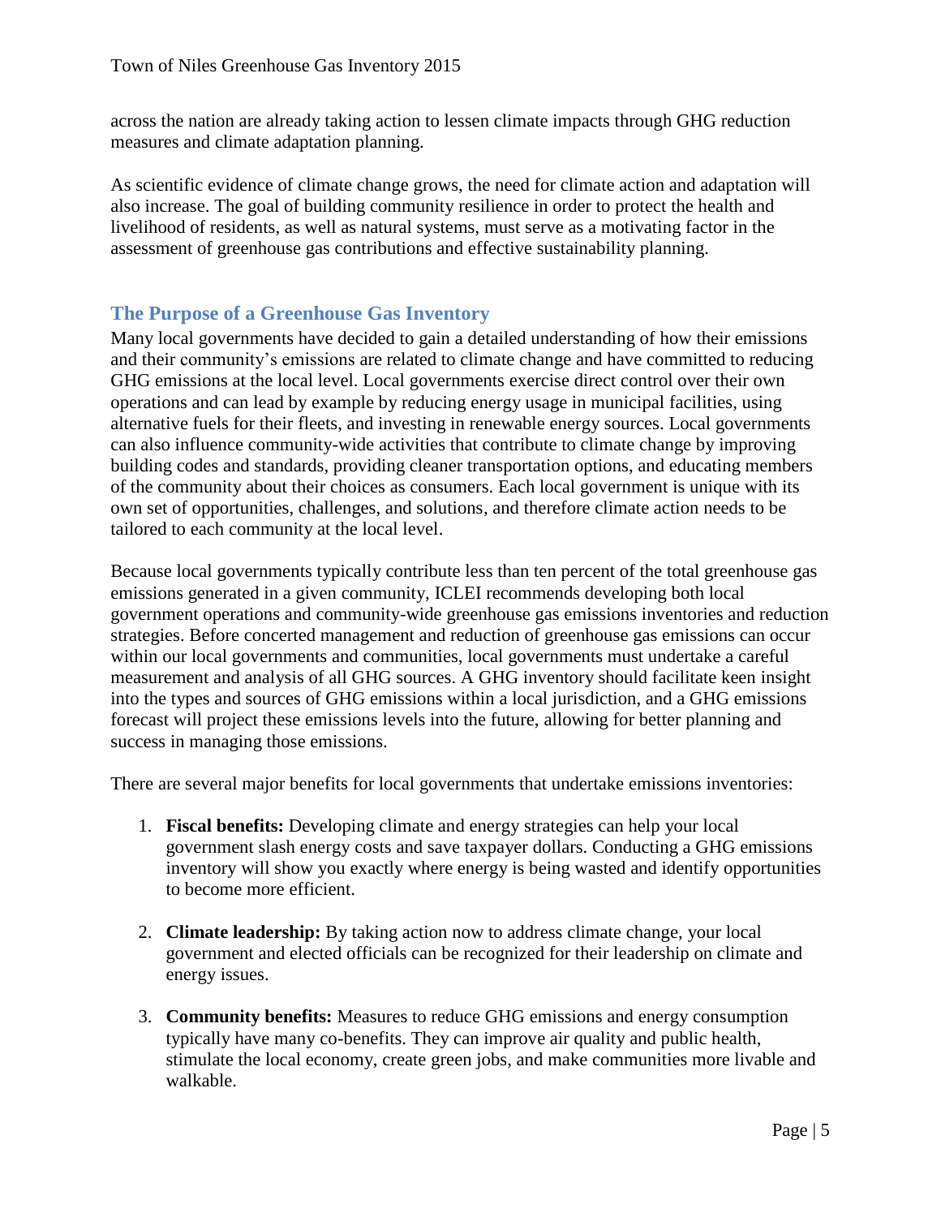across the nation are already taking action to lessen climate impacts through GHG reduction measures and climate adaptation planning.

As scientific evidence of climate change grows, the need for climate action and adaptation will also increase. The goal of building community resilience in order to protect the health and livelihood of residents, as well as natural systems, must serve as a motivating factor in the assessment of greenhouse gas contributions and effective sustainability planning.

## The Purpose of a Greenhouse Gas Inventory

Many local governments have decided to gain a detailed understanding of how their emissions and their community's emissions are related to climate change and have committed to reducing GHG emissions at the local level. Local governments exercise direct control over their own operations and can lead by example by reducing energy usage in municipal facilities, using alternative fuels for their fleets, and investing in renewable energy sources. Local governments can also influence community-wide activities that contribute to climate change by improving building codes and standards, providing cleaner transportation options, and educating members of the community about their choices as consumers. Each local government is unique with its own set of opportunities, challenges, and solutions, and therefore climate action needs to be tailored to each community at the local level.

Because local governments typically contribute less than ten percent of the total greenhouse gas emissions generated in a given community, ICLEI recommends developing both local government operations and community-wide greenhouse gas emissions inventories and reduction strategies. Before concerted management and reduction of greenhouse gas emissions can occur within our local governments and communities, local governments must undertake a careful measurement and analysis of all GHG sources. A GHG inventory should facilitate keen insight into the types and sources of GHG emissions within a local jurisdiction, and a GHG emissions forecast will project these emissions levels into the future, allowing for better planning and success in managing those emissions.

There are several major benefits for local governments that undertake emissions inventories:

1. **Fiscal benefits:** Developing climate and energy strategies can help your local government slash energy costs and save taxpayer dollars. Conducting a GHG emissions inventory will show you exactly where energy is being wasted and identify opportunities to become more efficient.

2. **Climate leadership:** By taking action now to address climate change, your local government and elected officials can be recognized for their leadership on climate and energy issues.

3. **Community benefits:** Measures to reduce GHG emissions and energy consumption typically have many co-benefits. They can improve air quality and public health, stimulate the local economy, create green jobs, and make communities more livable and walkable.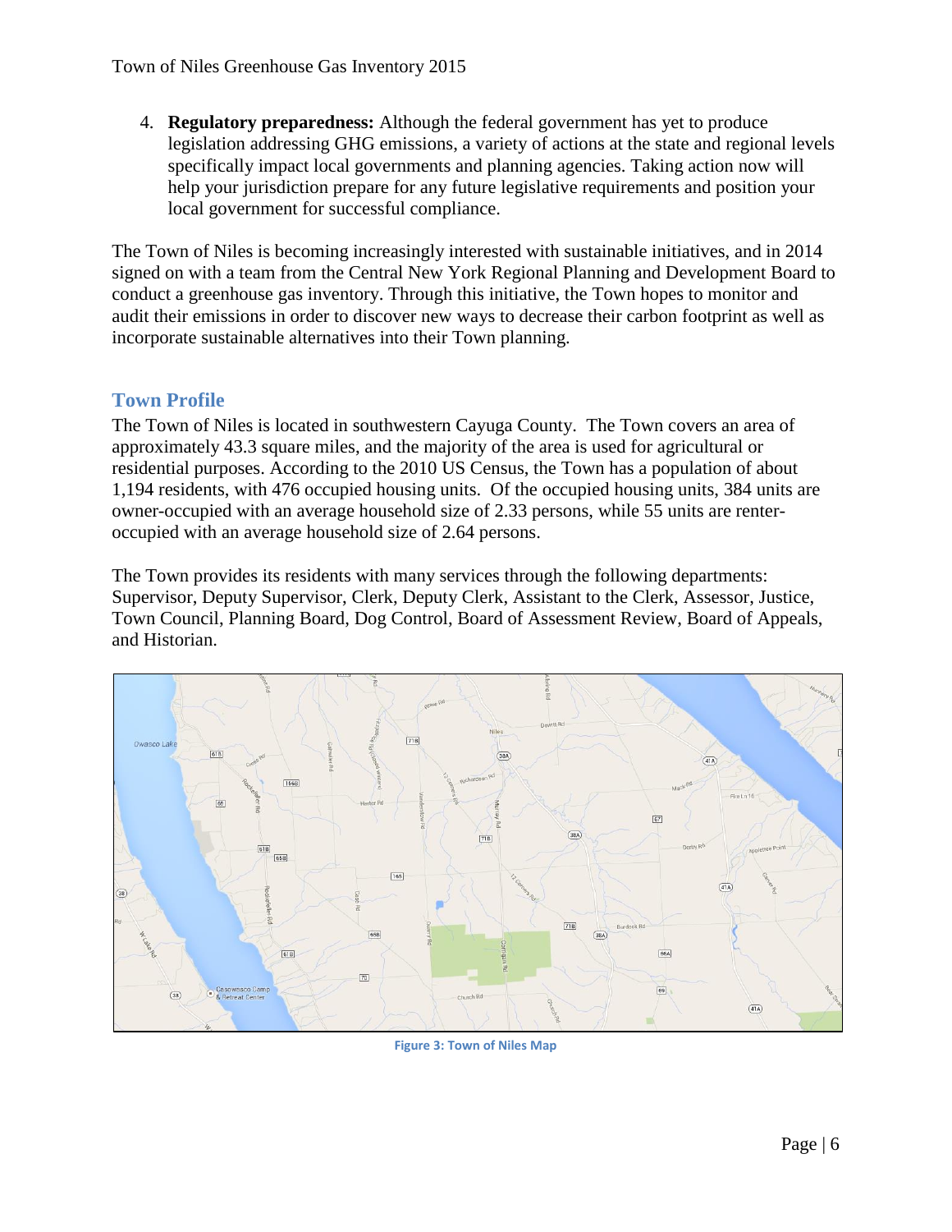4. **Regulatory preparedness:** Although the federal government has yet to produce legislation addressing GHG emissions, a variety of actions at the state and regional levels specifically impact local governments and planning agencies. Taking action now will help your jurisdiction prepare for any future legislative requirements and position your local government for successful compliance.

The Town of Niles is becoming increasingly interested with sustainable initiatives, and in 2014 signed on with a team from the Central New York Regional Planning and Development Board to conduct a greenhouse gas inventory. Through this initiative, the Town hopes to monitor and audit their emissions in order to discover new ways to decrease their carbon footprint as well as incorporate sustainable alternatives into their Town planning.

## Town Profile

The Town of Niles is located in southwestern Cayuga County. The Town covers an area of approximately 43.3 square miles, and the majority of the area is used for agricultural or residential purposes. According to the 2010 US Census, the Town has a population of about 1,194 residents, with 476 occupied housing units. Of the occupied housing units, 384 units are owner-occupied with an average household size of 2.33 persons, while 55 units are renter-occupied with an average household size of 2.64 persons.

The Town provides its residents with many services through the following departments: Supervisor, Deputy Supervisor, Clerk, Deputy Clerk, Assistant to the Clerk, Assessor, Justice, Town Council, Planning Board, Dog Control, Board of Assessment Review, Board of Appeals, and Historian.

Figure 3: Town of Niles Map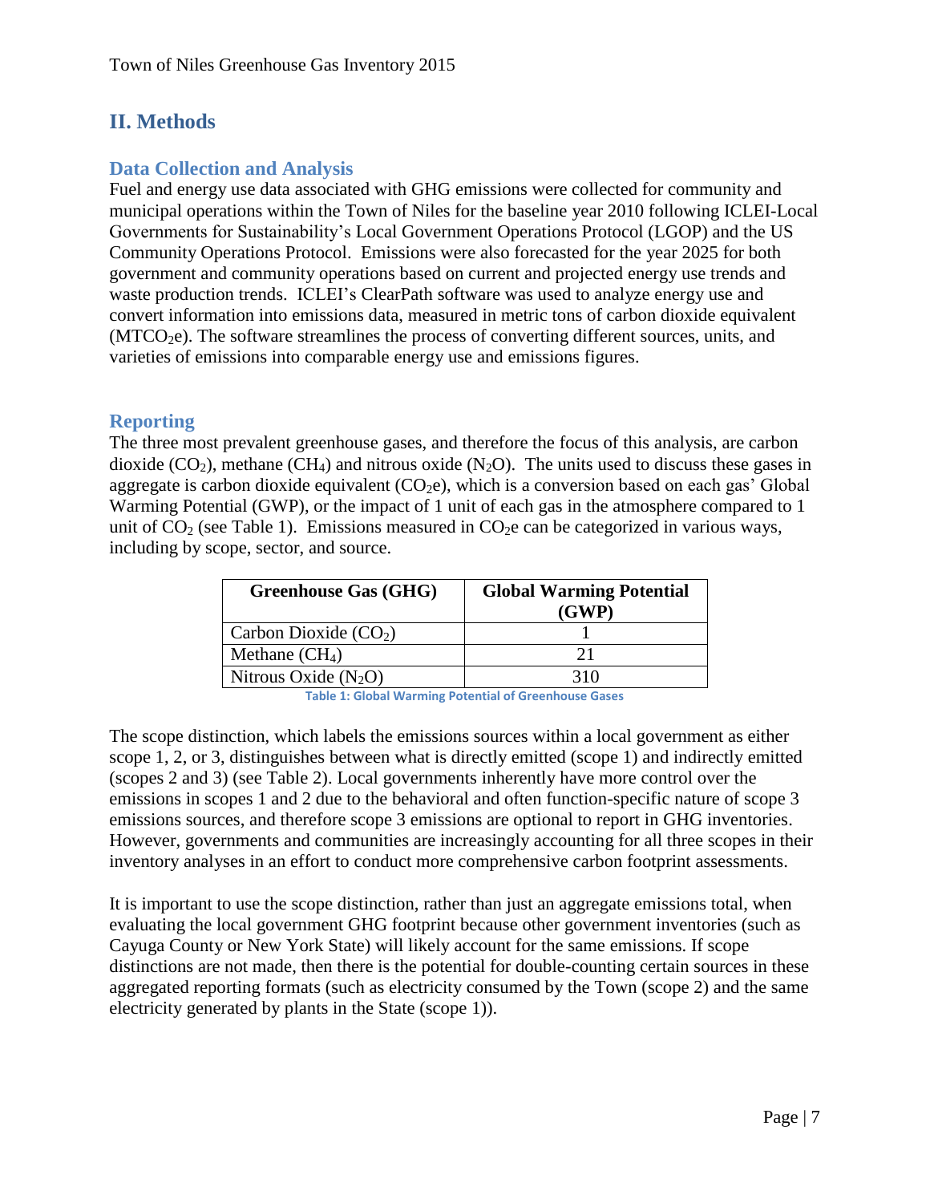## II. Methods

### Data Collection and Analysis

Fuel and energy use data associated with GHG emissions were collected for community and municipal operations within the Town of Niles for the baseline year 2010 following ICLEI-Local Governments for Sustainability's Local Government Operations Protocol (LGOP) and the US Community Operations Protocol. Emissions were also forecasted for the year 2025 for both government and community operations based on current and projected energy use trends and waste production trends. ICLEI's ClearPath software was used to analyze energy use and convert information into emissions data, measured in metric tons of carbon dioxide equivalent ($MTCO_2e$). The software streamlines the process of converting different sources, units, and varieties of emissions into comparable energy use and emissions figures.

### Reporting

The three most prevalent greenhouse gases, and therefore the focus of this analysis, are carbon dioxide ($CO_2$), methane ($CH_4$) and nitrous oxide ($N_2O$). The units used to discuss these gases in aggregate is carbon dioxide equivalent ($CO_2e$), which is a conversion based on each gas' Global Warming Potential (GWP), or the impact of 1 unit of each gas in the atmosphere compared to 1 unit of $CO_2$ (see Table 1). Emissions measured in $CO_2e$ can be categorized in various ways, including by scope, sector, and source.

| Greenhouse Gas (GHG) | Global Warming Potential (GWP) |
|---|---|
| Carbon Dioxide ($CO_2$) | 1 |
| Methane ($CH_4$) | 21 |
| Nitrous Oxide ($N_2O$) | 310 |

**Table 1: Global Warming Potential of Greenhouse Gases**

The scope distinction, which labels the emissions sources within a local government as either scope 1, 2, or 3, distinguishes between what is directly emitted (scope 1) and indirectly emitted (scopes 2 and 3) (see Table 2). Local governments inherently have more control over the emissions in scopes 1 and 2 due to the behavioral and often function-specific nature of scope 3 emissions sources, and therefore scope 3 emissions are optional to report in GHG inventories. However, governments and communities are increasingly accounting for all three scopes in their inventory analyses in an effort to conduct more comprehensive carbon footprint assessments.

It is important to use the scope distinction, rather than just an aggregate emissions total, when evaluating the local government GHG footprint because other government inventories (such as Cayuga County or New York State) will likely account for the same emissions. If scope distinctions are not made, then there is the potential for double-counting certain sources in these aggregated reporting formats (such as electricity consumed by the Town (scope 2) and the same electricity generated by plants in the State (scope 1)).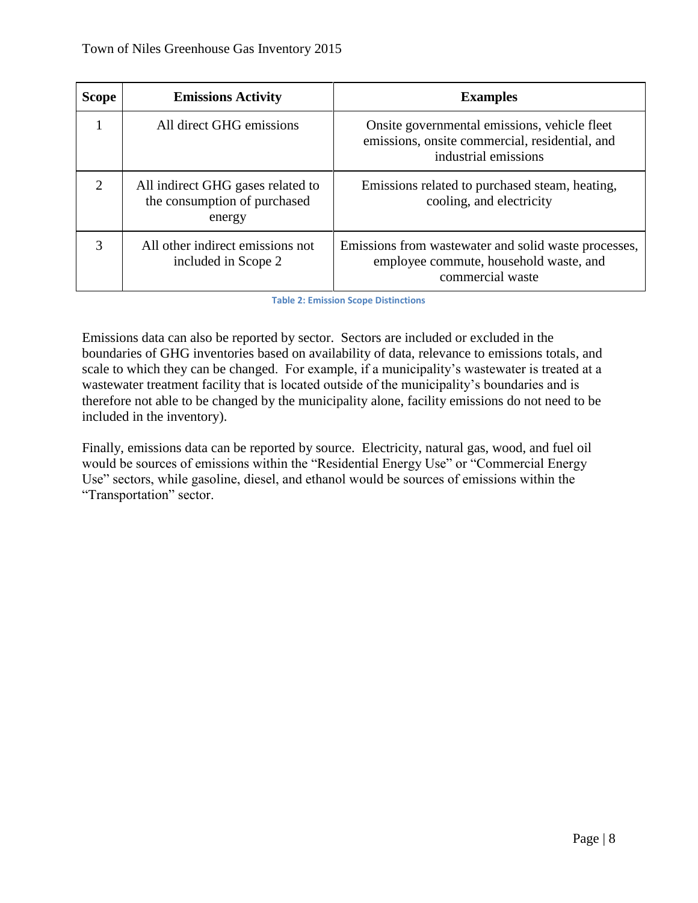| Scope | Emissions Activity | Examples |
|---|---|---|
| 1 | All direct GHG emissions | Onsite governmental emissions, vehicle fleet emissions, onsite commercial, residential, and industrial emissions |
| 2 | All indirect GHG gases related to the consumption of purchased energy | Emissions related to purchased steam, heating, cooling, and electricity |
| 3 | All other indirect emissions not included in Scope 2 | Emissions from wastewater and solid waste processes, employee commute, household waste, and commercial waste |

Table 2: Emission Scope Distinctions

Emissions data can also be reported by sector. Sectors are included or excluded in the boundaries of GHG inventories based on availability of data, relevance to emissions totals, and scale to which they can be changed. For example, if a municipality's wastewater is treated at a wastewater treatment facility that is located outside of the municipality's boundaries and is therefore not able to be changed by the municipality alone, facility emissions do not need to be included in the inventory).

Finally, emissions data can be reported by source. Electricity, natural gas, wood, and fuel oil would be sources of emissions within the "Residential Energy Use" or "Commercial Energy Use" sectors, while gasoline, diesel, and ethanol would be sources of emissions within the "Transportation" sector.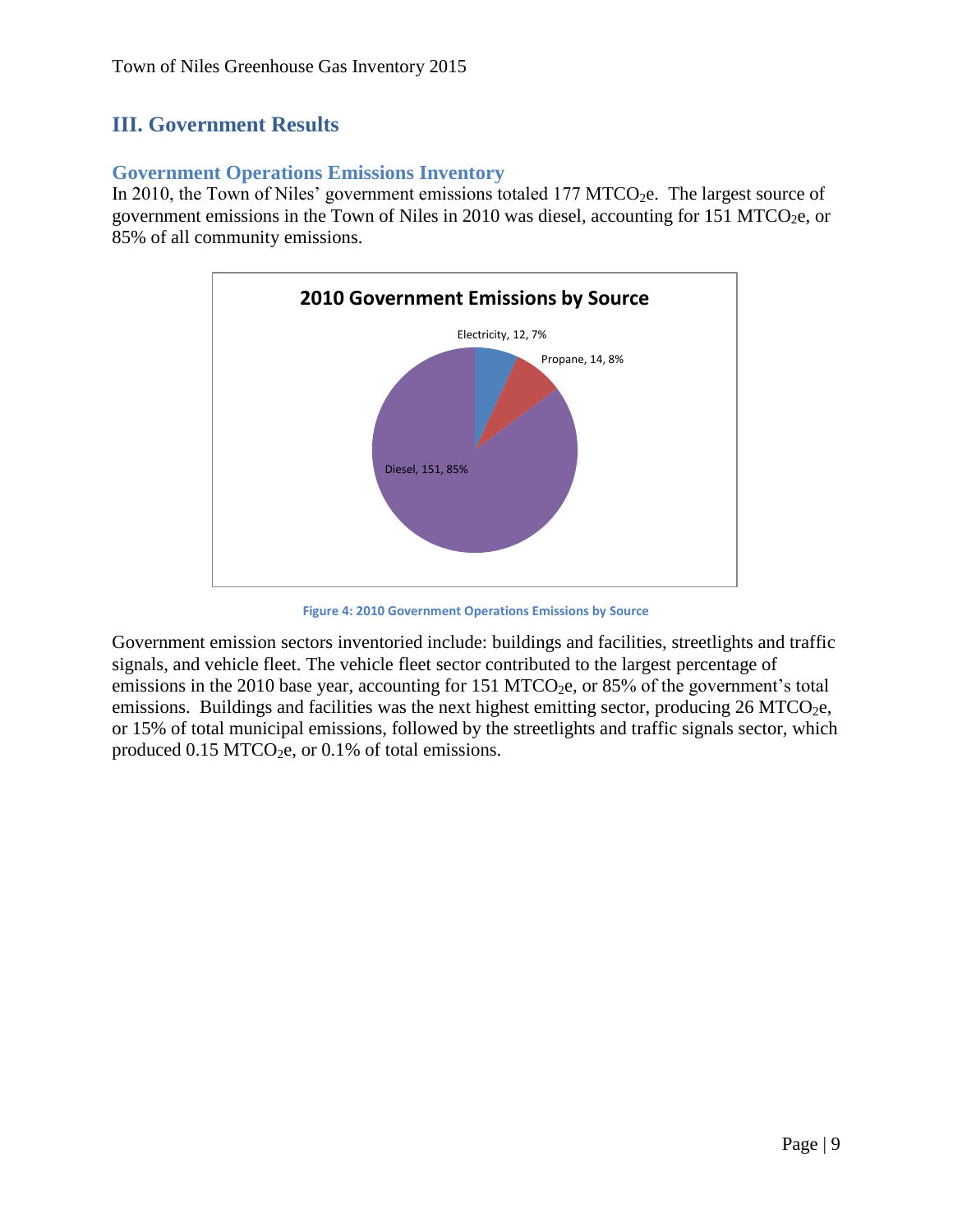# III. Government Results

## Government Operations Emissions Inventory

In 2010, the Town of Niles' government emissions totaled 177 $MTCO_2e$. The largest source of government emissions in the Town of Niles in 2010 was diesel, accounting for 151 $MTCO_2e$, or 85% of all community emissions.

Figure 4: 2010 Government Operations Emissions by Source

Government emission sectors inventoried include: buildings and facilities, streetlights and traffic signals, and vehicle fleet. The vehicle fleet sector contributed to the largest percentage of emissions in the 2010 base year, accounting for 151 $MTCO_2e$, or 85% of the government's total emissions. Buildings and facilities was the next highest emitting sector, producing 26 $MTCO_2e$, or 15% of total municipal emissions, followed by the streetlights and traffic signals sector, which produced 0.15 $MTCO_2e$, or 0.1% of total emissions.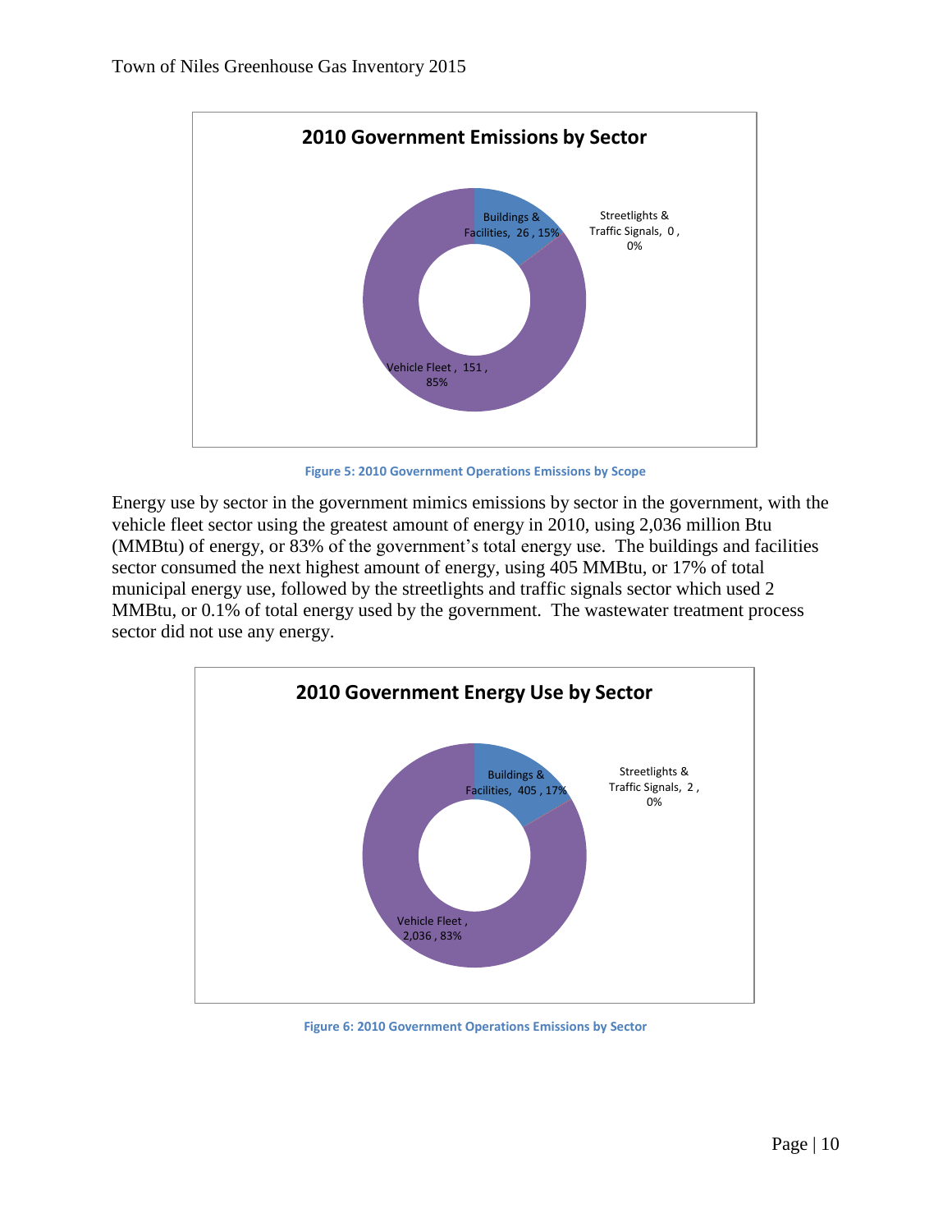**2010 Government Emissions by Sector**

Buildings & Facilities, 26 , 15%

Streetlights & Traffic Signals, 0 , 0%

Vehicle Fleet , 151 , 85%

Figure 5: 2010 Government Operations Emissions by Scope

Energy use by sector in the government mimics emissions by sector in the government, with the vehicle fleet sector using the greatest amount of energy in 2010, using 2,036 million Btu (MMBtu) of energy, or 83% of the government's total energy use. The buildings and facilities sector consumed the next highest amount of energy, using 405 MMBtu, or 17% of total municipal energy use, followed by the streetlights and traffic signals sector which used 2 MMBtu, or 0.1% of total energy used by the government. The wastewater treatment process sector did not use any energy.

**2010 Government Energy Use by Sector**

Buildings & Facilities, 405 , 17%

Streetlights & Traffic Signals, 2 , 0%

Vehicle Fleet , 2,036 , 83%

Figure 6: 2010 Government Operations Emissions by Sector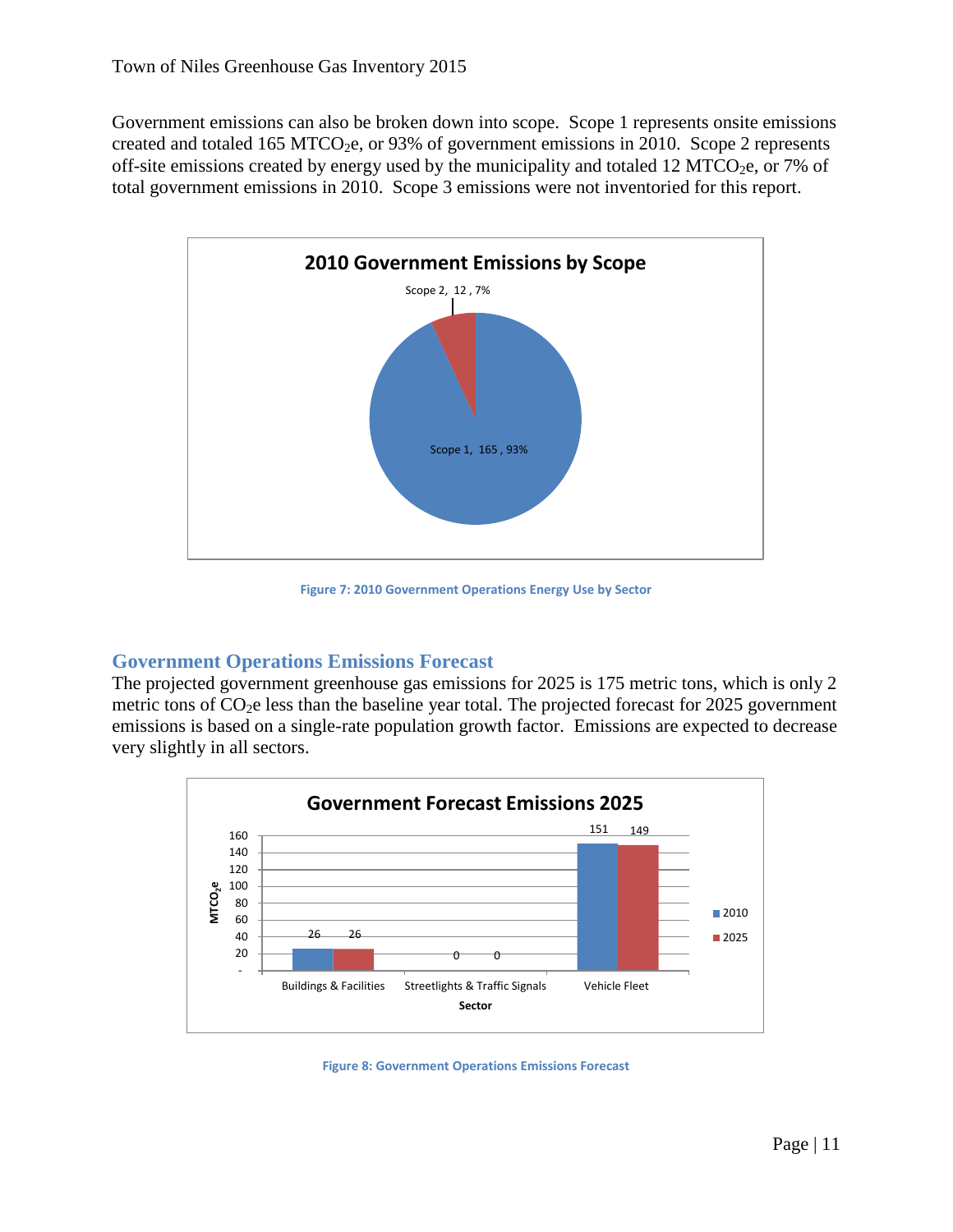Government emissions can also be broken down into scope. Scope 1 represents onsite emissions created and totaled 165 $MTCO_2e$, or 93% of government emissions in 2010. Scope 2 represents off-site emissions created by energy used by the municipality and totaled 12 $MTCO_2e$, or 7% of total government emissions in 2010. Scope 3 emissions were not inventoried for this report.

**2010 Government Emissions by Scope**

| Scope | $MTCO_2e$ | Percent |
|---|---|---|
| Scope 1 | 165 | 93% |
| Scope 2 | 12 | 7% |

Figure 7: 2010 Government Operations Energy Use by Sector

## Government Operations Emissions Forecast

The projected government greenhouse gas emissions for 2025 is 175 metric tons, which is only 2 metric tons of $CO_2e$ less than the baseline year total. The projected forecast for 2025 government emissions is based on a single-rate population growth factor. Emissions are expected to decrease very slightly in all sectors.

**Government Forecast Emissions 2025** ($MTCO_2e$)

| Sector | 2010 | 2025 |
|---|---|---|
| Buildings & Facilities | 26 | 26 |
| Streetlights & Traffic Signals | 0 | 0 |
| Vehicle Fleet | 151 | 149 |

Figure 8: Government Operations Emissions Forecast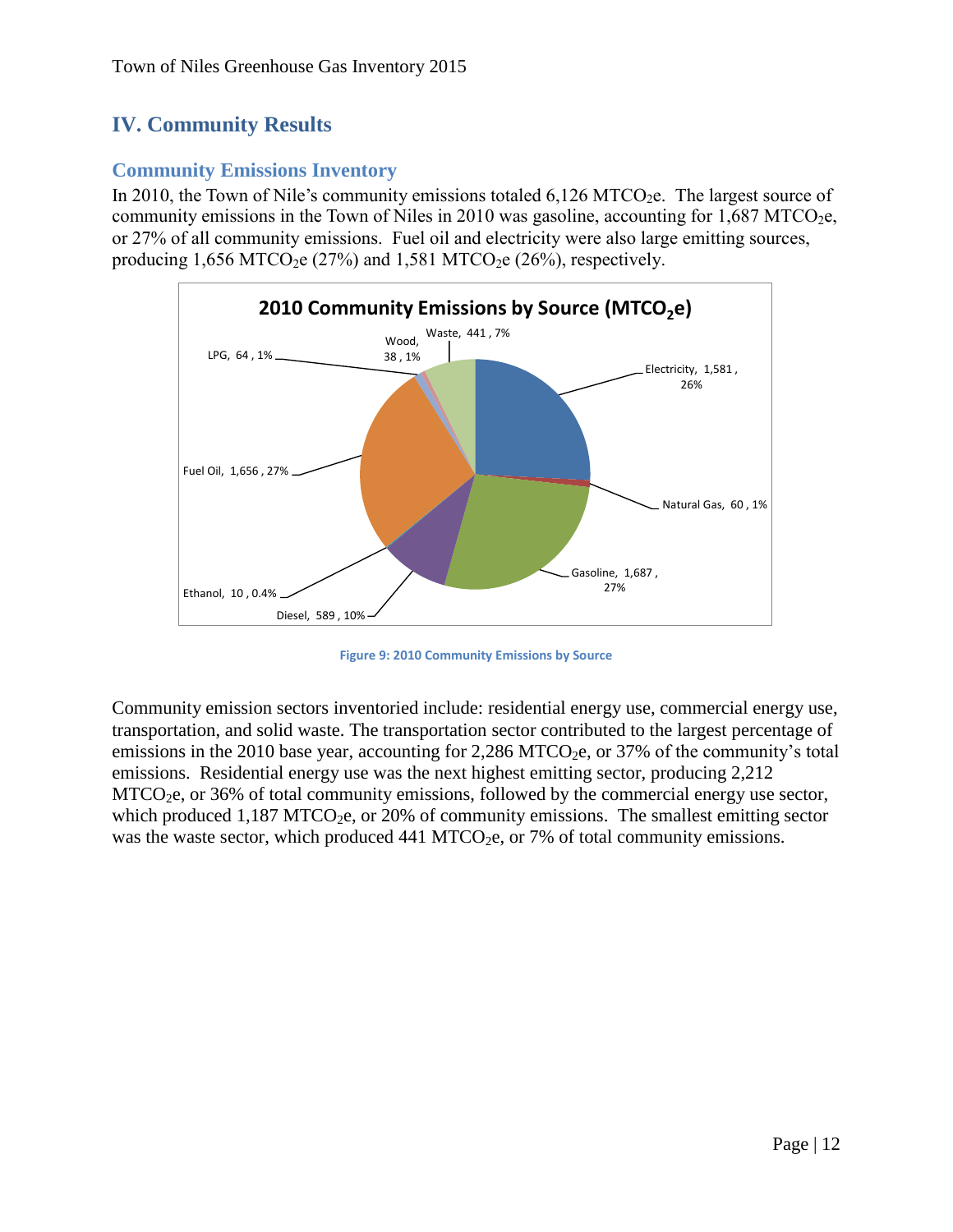# IV. Community Results

## Community Emissions Inventory

In 2010, the Town of Nile's community emissions totaled 6,126 $MTCO_2e$. The largest source of community emissions in the Town of Niles in 2010 was gasoline, accounting for 1,687 $MTCO_2e$, or 27% of all community emissions. Fuel oil and electricity were also large emitting sources, producing 1,656 $MTCO_2e$ (27%) and 1,581 $MTCO_2e$ (26%), respectively.

Figure 9: 2010 Community Emissions by Source

Community emission sectors inventoried include: residential energy use, commercial energy use, transportation, and solid waste. The transportation sector contributed to the largest percentage of emissions in the 2010 base year, accounting for 2,286 $MTCO_2e$, or 37% of the community's total emissions. Residential energy use was the next highest emitting sector, producing 2,212 $MTCO_2e$, or 36% of total community emissions, followed by the commercial energy use sector, which produced 1,187 $MTCO_2e$, or 20% of community emissions. The smallest emitting sector was the waste sector, which produced 441 $MTCO_2e$, or 7% of total community emissions.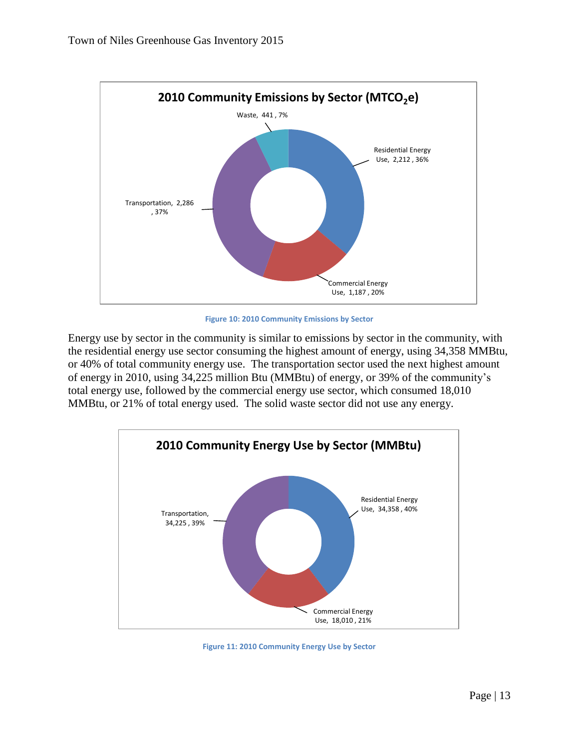**2010 Community Emissions by Sector ($MTCO_2e$)**

Waste, 441 , 7%

Residential Energy Use, 2,212 , 36%

Transportation, 2,286 , 37%

Commercial Energy Use, 1,187 , 20%

Figure 10: 2010 Community Emissions by Sector

Energy use by sector in the community is similar to emissions by sector in the community, with the residential energy use sector consuming the highest amount of energy, using 34,358 MMBtu, or 40% of total community energy use. The transportation sector used the next highest amount of energy in 2010, using 34,225 million Btu (MMBtu) of energy, or 39% of the community's total energy use, followed by the commercial energy use sector, which consumed 18,010 MMBtu, or 21% of total energy used. The solid waste sector did not use any energy.

**2010 Community Energy Use by Sector (MMBtu)**

Residential Energy Use, 34,358 , 40%

Transportation, 34,225 , 39%

Commercial Energy Use, 18,010 , 21%

Figure 11: 2010 Community Energy Use by Sector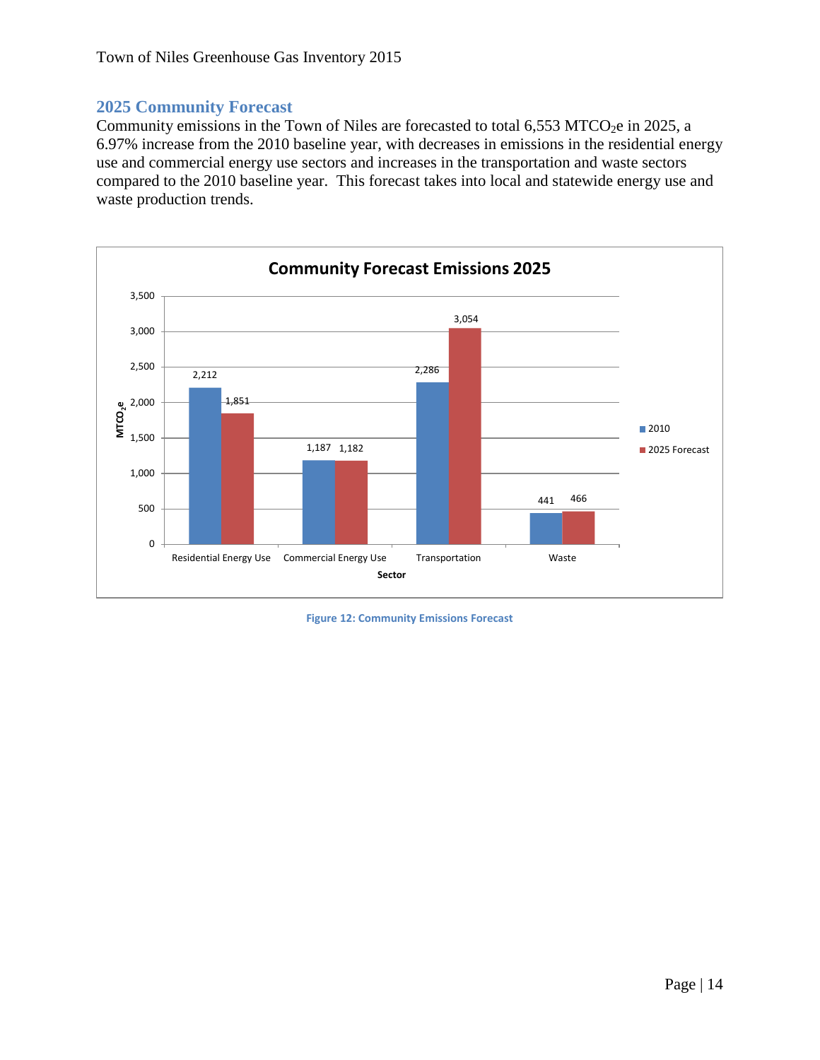## 2025 Community Forecast

Community emissions in the Town of Niles are forecasted to total 6,553 $MTCO_2e$ in 2025, a 6.97% increase from the 2010 baseline year, with decreases in emissions in the residential energy use and commercial energy use sectors and increases in the transportation and waste sectors compared to the 2010 baseline year. This forecast takes into local and statewide energy use and waste production trends.

**Community Forecast Emissions 2025**

| Sector | 2010 | 2025 Forecast |
|---|---|---|
| Residential Energy Use | 2,212 | 1,851 |
| Commercial Energy Use | 1,187 | 1,182 |
| Transportation | 2,286 | 3,054 |
| Waste | 441 | 466 |

Figure 12: Community Emissions Forecast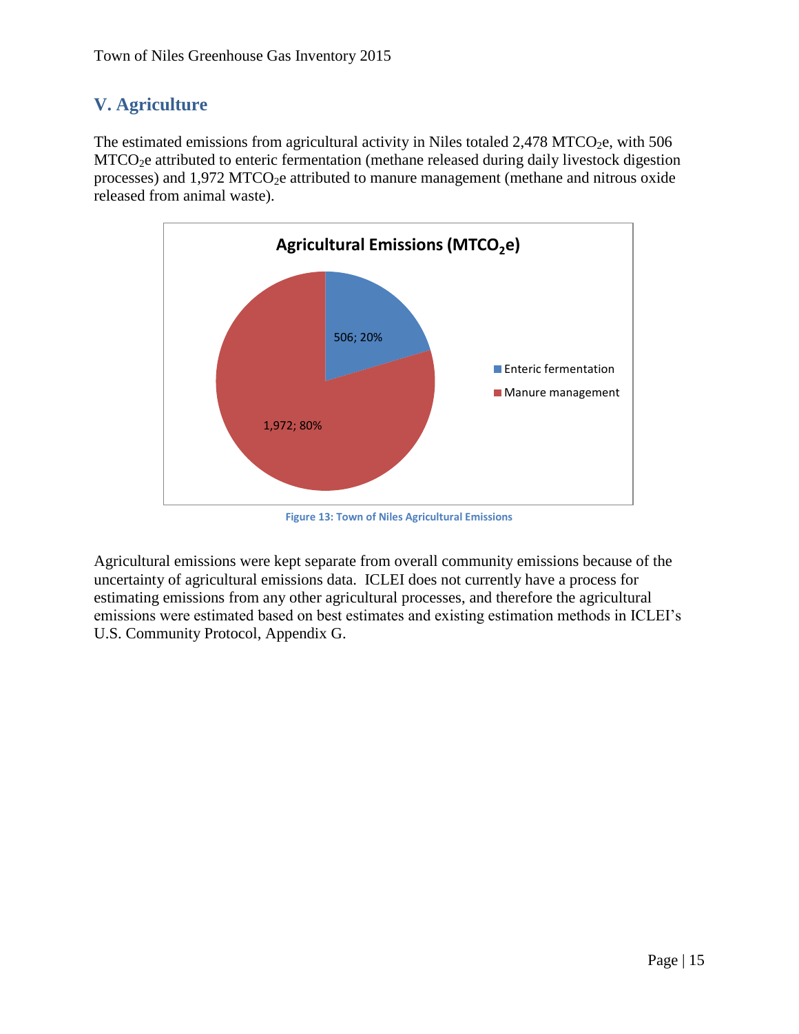## V. Agriculture

The estimated emissions from agricultural activity in Niles totaled 2,478 $MTCO_2e$, with 506 $MTCO_2e$ attributed to enteric fermentation (methane released during daily livestock digestion processes) and 1,972 $MTCO_2e$ attributed to manure management (methane and nitrous oxide released from animal waste).

Figure 13: Town of Niles Agricultural Emissions

Agricultural emissions were kept separate from overall community emissions because of the uncertainty of agricultural emissions data. ICLEI does not currently have a process for estimating emissions from any other agricultural processes, and therefore the agricultural emissions were estimated based on best estimates and existing estimation methods in ICLEI's U.S. Community Protocol, Appendix G.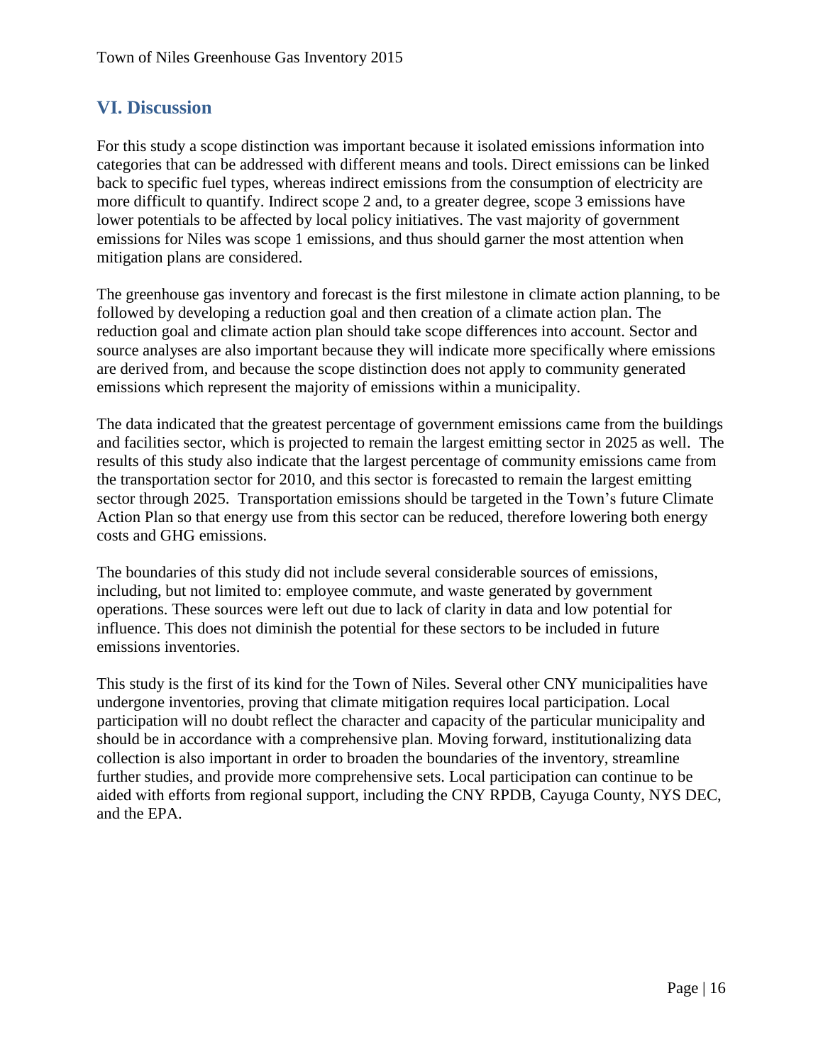## VI. Discussion

For this study a scope distinction was important because it isolated emissions information into categories that can be addressed with different means and tools. Direct emissions can be linked back to specific fuel types, whereas indirect emissions from the consumption of electricity are more difficult to quantify. Indirect scope 2 and, to a greater degree, scope 3 emissions have lower potentials to be affected by local policy initiatives. The vast majority of government emissions for Niles was scope 1 emissions, and thus should garner the most attention when mitigation plans are considered.

The greenhouse gas inventory and forecast is the first milestone in climate action planning, to be followed by developing a reduction goal and then creation of a climate action plan. The reduction goal and climate action plan should take scope differences into account. Sector and source analyses are also important because they will indicate more specifically where emissions are derived from, and because the scope distinction does not apply to community generated emissions which represent the majority of emissions within a municipality.

The data indicated that the greatest percentage of government emissions came from the buildings and facilities sector, which is projected to remain the largest emitting sector in 2025 as well. The results of this study also indicate that the largest percentage of community emissions came from the transportation sector for 2010, and this sector is forecasted to remain the largest emitting sector through 2025. Transportation emissions should be targeted in the Town's future Climate Action Plan so that energy use from this sector can be reduced, therefore lowering both energy costs and GHG emissions.

The boundaries of this study did not include several considerable sources of emissions, including, but not limited to: employee commute, and waste generated by government operations. These sources were left out due to lack of clarity in data and low potential for influence. This does not diminish the potential for these sectors to be included in future emissions inventories.

This study is the first of its kind for the Town of Niles. Several other CNY municipalities have undergone inventories, proving that climate mitigation requires local participation. Local participation will no doubt reflect the character and capacity of the particular municipality and should be in accordance with a comprehensive plan. Moving forward, institutionalizing data collection is also important in order to broaden the boundaries of the inventory, streamline further studies, and provide more comprehensive sets. Local participation can continue to be aided with efforts from regional support, including the CNY RPDB, Cayuga County, NYS DEC, and the EPA.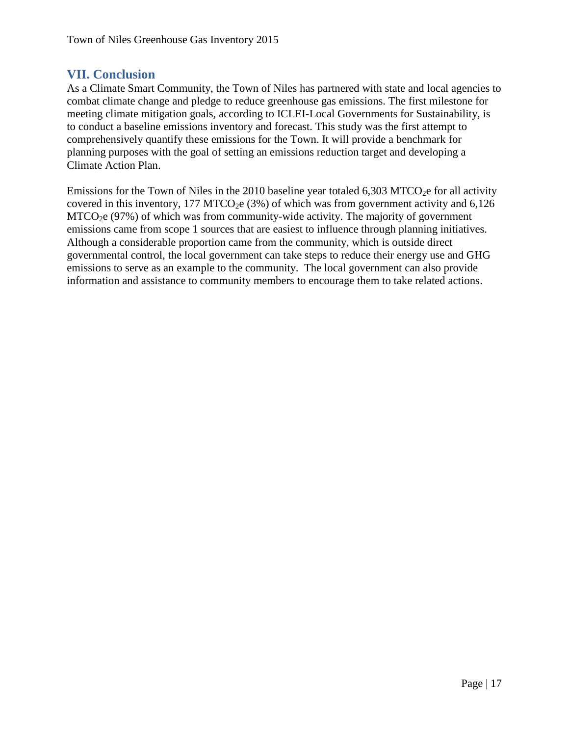## VII. Conclusion

As a Climate Smart Community, the Town of Niles has partnered with state and local agencies to combat climate change and pledge to reduce greenhouse gas emissions. The first milestone for meeting climate mitigation goals, according to ICLEI-Local Governments for Sustainability, is to conduct a baseline emissions inventory and forecast. This study was the first attempt to comprehensively quantify these emissions for the Town. It will provide a benchmark for planning purposes with the goal of setting an emissions reduction target and developing a Climate Action Plan.

Emissions for the Town of Niles in the 2010 baseline year totaled 6,303 $MTCO_2e$ for all activity covered in this inventory, 177 $MTCO_2e$ (3%) of which was from government activity and 6,126 $MTCO_2e$ (97%) of which was from community-wide activity. The majority of government emissions came from scope 1 sources that are easiest to influence through planning initiatives. Although a considerable proportion came from the community, which is outside direct governmental control, the local government can take steps to reduce their energy use and GHG emissions to serve as an example to the community. The local government can also provide information and assistance to community members to encourage them to take related actions.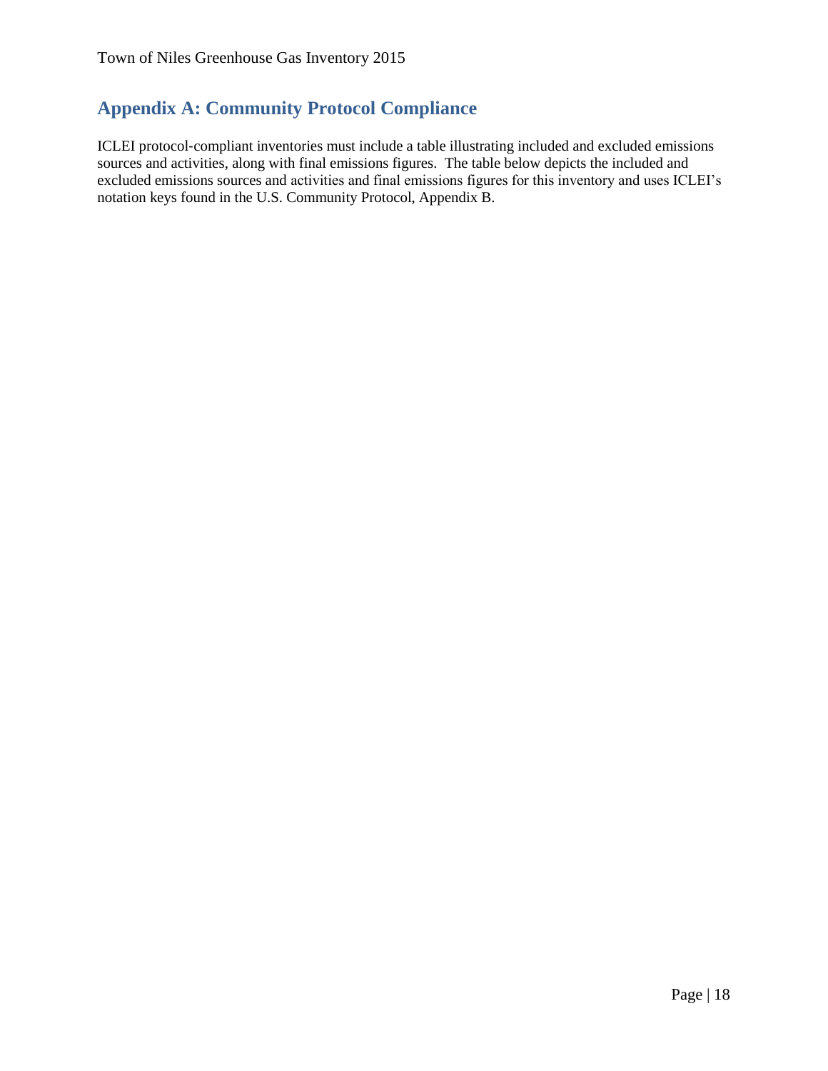## Appendix A: Community Protocol Compliance

ICLEI protocol-compliant inventories must include a table illustrating included and excluded emissions sources and activities, along with final emissions figures. The table below depicts the included and excluded emissions sources and activities and final emissions figures for this inventory and uses ICLEI's notation keys found in the U.S. Community Protocol, Appendix B.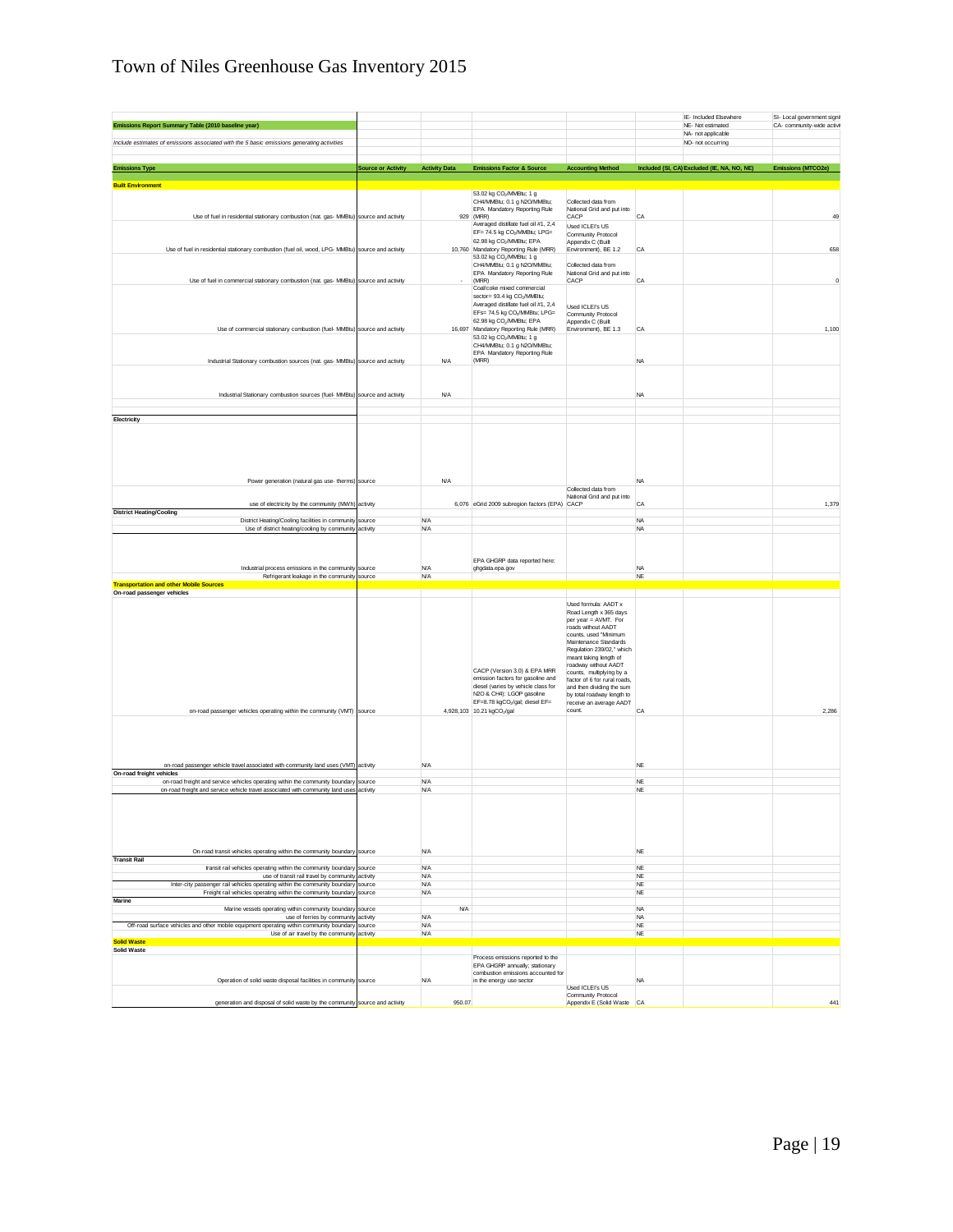# Town of Niles Greenhouse Gas Inventory 2015

| | | | | | | IE- Included Elsewhere | SI- Local government signi |
|---|---|---|---|---|---|---|---|
| **Emissions Report Summary Table (2010 baseline year)** | | | | | | NE- Not estimated | CA- community-wide activi |
| | | | | | | NA- not applicable | |
| *Include estimates of emissions associated with the 5 basic emissions generating activities* | | | | | | NO- not occurring | |

| Emissions Type | Source or Activity | Activity Data | Emissions Factor & Source | Accounting Method | Included (SI, CA) | Excluded (IE, NA, NO, NE) | Emissions (MTCO2e) |
|---|---|---|---|---|---|---|---|
| **Built Environment** | | | | | | | |
| Use of fuel in residential stationary combustion (nat. gas- MMBtu) | source and activity | 929 | 53.02 kg $CO_2$/MMBtu; 1 g CH4/MMBtu; 0.1 g N2O/MMBtu; EPA Mandatory Reporting Rule (MRR) | Collected data from National Grid and put into CACP | CA | | 49 |
| Use of fuel in residential stationary combustion (fuel oil, wood, LPG- MMBtu) | source and activity | 10,760 | Averaged distillate fuel oil #1, 2,4 EF= 74.5 kg $CO_2$/MMBtu; LPG= 62.98 kg $CO_2$/MMBtu; EPA Mandatory Reporting Rule (MRR) | Used ICLEI's US Community Protocol Appendix C (Built Environment), BE 1.2 | CA | | 658 |
| Use of fuel in commercial stationary combustion (nat. gas- MMBtu) | source and activity | - | 53.02 kg $CO_2$/MMBtu; 1 g CH4/MMBtu; 0.1 g N2O/MMBtu; EPA Mandatory Reporting Rule (MRR) | Collected data from National Grid and put into CACP | CA | | 0 |
| Use of commercial stationary combustion (fuel- MMBtu) | source and activity | 16,697 | Coal/coke mixed commercial sector= 93.4 kg $CO_2$/MMBtu; Averaged distillate fuel oil #1, 2,4 EFs= 74.5 kg $CO_2$/MMBtu; LPG= 62.98 kg $CO_2$/MMBtu; EPA Mandatory Reporting Rule (MRR) | Used ICLEI's US Community Protocol Appendix C (Built Environment), BE 1.3 | CA | | 1,100 |
| Industrial Stationary combustion sources (nat. gas- MMBtu) | source and activity | N/A | 53.02 kg $CO_2$/MMBtu; 1 g CH4/MMBtu; 0.1 g N2O/MMBtu; EPA Mandatory Reporting Rule (MRR) | | NA | | |
| Industrial Stationary combustion sources (fuel- MMBtu) | source and activity | N/A | | | NA | | |
| **Electricity** | | | | | | | |
| Power generation (natural gas use- therms) | source | N/A | | | NA | | |
| use of electricity by the community (MWh) | activity | 6,076 | eGrid 2009 subregion factors (EPA) | Collected data from National Grid and put into CACP | CA | | 1,379 |
| **District Heating/Cooling** | | | | | | | |
| District Heating/Cooling facilities in community | source | N/A | | | NA | | |
| Use of district heating/cooling by community | activity | N/A | | | NA | | |
| Industrial process emissions in the community | source | N/A | EPA GHGRP data reported here: ghgdata.epa.gov | | NA | | |
| Refrigerant leakage in the community | source | N/A | | | NE | | |
| **Transportation and other Mobile Sources** | | | | | | | |
| **On-road passenger vehicles** | | | | | | | |
| on-road passenger vehicles operating within the community (VMT) | source | 4,928,103 | CACP (Version 3.0) & EPA MRR emission factors for gasoline and diesel (varies by vehicle class for N2O & CH4): LGOP gasoline EF=8.78 kg$CO_2$/gal; diesel EF= 10.21 kg$CO_2$/gal | Used formula: AADT x Road Length x 365 days per year = AVMT. For roads without AADT counts, used "Minimum Maintenance Standards Regulation 239/02," which meant taking length of roadway without AADT counts, multiplying by a factor of 6 for rural roads, and then dividing the sum by total roadway length to receive an average AADT count. | CA | | 2,286 |
| on-road passenger vehicle travel associated with community land uses (VMT) | activity | N/A | | | NE | | |
| **On-road freight vehicles** | | | | | | | |
| on-road freight and service vehicles operating within the community boundary | source | N/A | | | NE | | |
| on-road freight and service vehicle travel associated with community land uses | activity | N/A | | | NE | | |
| On-road transit vehicles operating within the community boundary | source | N/A | | | NE | | |
| **Transit Rail** | | | | | | | |
| transit rail vehicles operating within the community boundary | source | N/A | | | NE | | |
| use of transit rail travel by community | activity | N/A | | | NE | | |
| Inter-city passenger rail vehicles operating within the community boundary | source | N/A | | | NE | | |
| Freight rail vehicles operating within the community boundary | source | N/A | | | NE | | |
| **Marine** | | | | | | | |
| Marine vessels operating within community boundary | source | N/A | | | NA | | |
| use of ferries by community | activity | N/A | | | NA | | |
| Off-road surface vehicles and other mobile equipment operating within community boundary | source | N/A | | | NE | | |
| Use of air travel by the community | activity | N/A | | | NE | | |
| **Solid Waste** | | | | | | | |
| **Solid Waste** | | | | | | | |
| Operation of solid waste disposal facilities in community | source | N/A | Process emissions reported to the EPA GHGRP annually; stationary combustion emissions accounted for in the energy use sector | | NA | | |
| generation and disposal of solid waste by the community | source and activity | 950.07 | | Used ICLEI's US Community Protocol Appendix E (Solid Waste | CA | | 441 |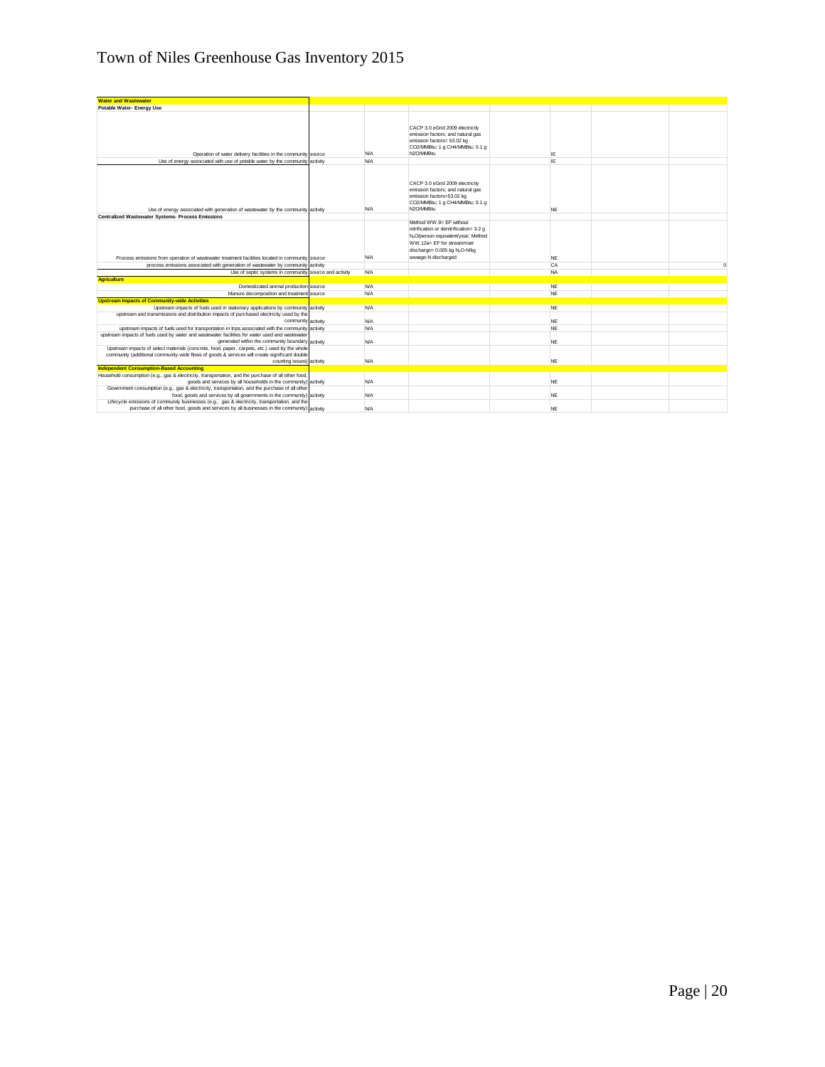| | | | | | | | |
|---|---|---|---|---|---|---|---|
| **Water and Wastewater** | | | | | | | |
| **Potable Water- Energy Use** | | | | | | | |
| Operation of water delivery facilities in the community | source | N/A | CACP 3.0 eGrid 2009 electricity emission factors; and natural gas emission factors= 53.02 kg CO2/MMBtu; 1 g CH4/MMBtu; 0.1 g N2O/MMBtu | | IE | | |
| Use of energy associated with use of potable water by the community | activity | N/A | | | IE | | |
| Use of energy associated with generation of wastewater by the community | activity | N/A | CACP 3.0 eGrid 2009 electricity emission factors; and natural gas emission factors=53.02 kg CO2/MMBtu; 1 g CH4/MMBtu; 0.1 g N2O/MMBtu | | NE | | |
| **Centralized Wastewater Systems- Process Emissions** | | | | | | | |
| Process emissions from operation of wastewater treatment facilities located in community | source | N/A | Method WW.8= EF without nitrification or denitrification= 3.2 g $N_2O$/person equivalent/year; Method WW.12a= EF for stream/river discharge= 0.005 kg $N_2O$-N/kg sewage-N discharged | | NE | | |
| process emissions associated with generation of wastewater by community | activity | | | | CA | | 0 |
| Use of septic systems in community | source and activity | N/A | | | NA | | |
| **Agriculture** | | | | | | | |
| Domesticated animal production | source | N/A | | | NE | | |
| Manure decomposition and treatment | source | N/A | | | NE | | |
| **Upstream Impacts of Community-wide Activities** | | | | | | | |
| Upstream impacts of fuels used in stationary applications by community | activity | N/A | | | NE | | |
| upstream and transmissions and distribution impacts of purchased electricity used by the community | activity | N/A | | | NE | | |
| upstream impacts of fuels used for transportation in trips associated with the community | activity | N/A | | | NE | | |
| upstream impacts of fuels used by water and wastewater facilities for water used and wastewater generated within the community boundary | activity | N/A | | | NE | | |
| Upstream impacts of select materials (concrete, food, paper, carpets, etc.) used by the whole community (additional community-wide flows of goods & services will create significant double counting issues) | activity | N/A | | | NE | | |
| **Independent Consumption-Based Accounting** | | | | | | | |
| Household consumption (e.g., gas & electricity, transportation, and the purchase of all other food, goods and services by all households in the community) | activity | N/A | | | NE | | |
| Government consumption (e.g., gas & electricity, transportation, and the purchase of all other food, goods and services by all governments in the community) | activity | N/A | | | NE | | |
| Lifecycle emissions of community businesses (e.g., gas & electricity, transportation, and the purchase of all other food, goods and services by all businesses in the community) | activity | N/A | | | NE | | |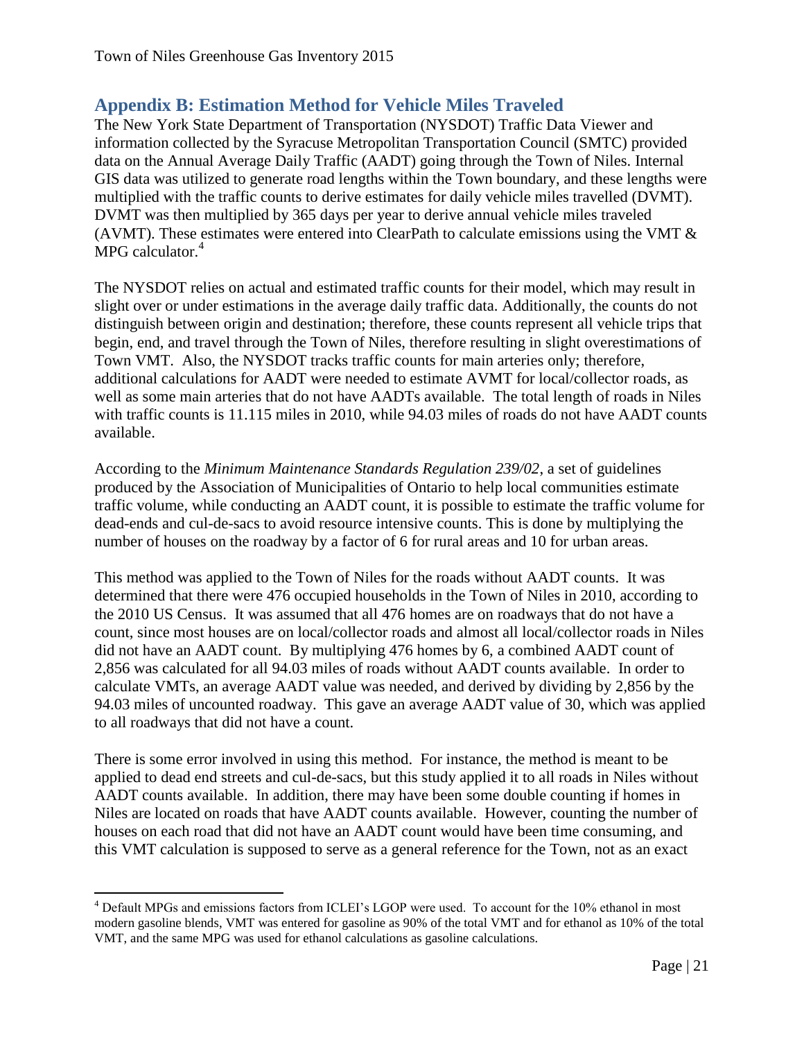## Appendix B: Estimation Method for Vehicle Miles Traveled

The New York State Department of Transportation (NYSDOT) Traffic Data Viewer and information collected by the Syracuse Metropolitan Transportation Council (SMTC) provided data on the Annual Average Daily Traffic (AADT) going through the Town of Niles. Internal GIS data was utilized to generate road lengths within the Town boundary, and these lengths were multiplied with the traffic counts to derive estimates for daily vehicle miles travelled (DVMT). DVMT was then multiplied by 365 days per year to derive annual vehicle miles traveled (AVMT). These estimates were entered into ClearPath to calculate emissions using the VMT & MPG calculator.[4]

The NYSDOT relies on actual and estimated traffic counts for their model, which may result in slight over or under estimations in the average daily traffic data. Additionally, the counts do not distinguish between origin and destination; therefore, these counts represent all vehicle trips that begin, end, and travel through the Town of Niles, therefore resulting in slight overestimations of Town VMT. Also, the NYSDOT tracks traffic counts for main arteries only; therefore, additional calculations for AADT were needed to estimate AVMT for local/collector roads, as well as some main arteries that do not have AADTs available. The total length of roads in Niles with traffic counts is 11.115 miles in 2010, while 94.03 miles of roads do not have AADT counts available.

According to the *Minimum Maintenance Standards Regulation 239/02*, a set of guidelines produced by the Association of Municipalities of Ontario to help local communities estimate traffic volume, while conducting an AADT count, it is possible to estimate the traffic volume for dead-ends and cul-de-sacs to avoid resource intensive counts. This is done by multiplying the number of houses on the roadway by a factor of 6 for rural areas and 10 for urban areas.

This method was applied to the Town of Niles for the roads without AADT counts. It was determined that there were 476 occupied households in the Town of Niles in 2010, according to the 2010 US Census. It was assumed that all 476 homes are on roadways that do not have a count, since most houses are on local/collector roads and almost all local/collector roads in Niles did not have an AADT count. By multiplying 476 homes by 6, a combined AADT count of 2,856 was calculated for all 94.03 miles of roads without AADT counts available. In order to calculate VMTs, an average AADT value was needed, and derived by dividing by 2,856 by the 94.03 miles of uncounted roadway. This gave an average AADT value of 30, which was applied to all roadways that did not have a count.

There is some error involved in using this method. For instance, the method is meant to be applied to dead end streets and cul-de-sacs, but this study applied it to all roads in Niles without AADT counts available. In addition, there may have been some double counting if homes in Niles are located on roads that have AADT counts available. However, counting the number of houses on each road that did not have an AADT count would have been time consuming, and this VMT calculation is supposed to serve as a general reference for the Town, not as an exact

[4] Default MPGs and emissions factors from ICLEI's LGOP were used. To account for the 10% ethanol in most modern gasoline blends, VMT was entered for gasoline as 90% of the total VMT and for ethanol as 10% of the total VMT, and the same MPG was used for ethanol calculations as gasoline calculations.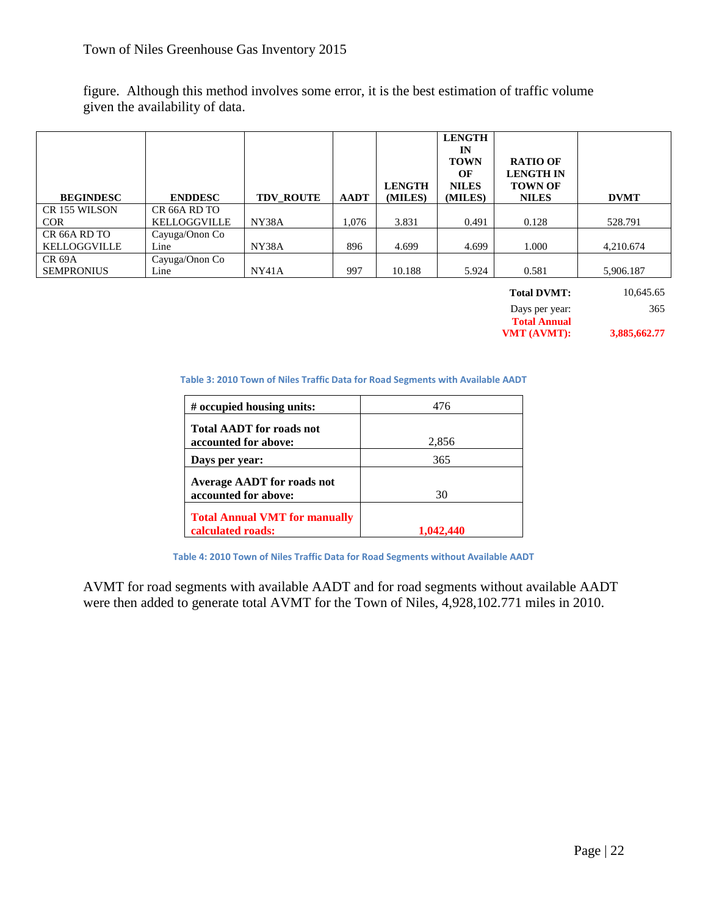figure. Although this method involves some error, it is the best estimation of traffic volume given the availability of data.

| BEGINDESC | ENDDESC | TDV_ROUTE | AADT | LENGTH (MILES) | LENGTH IN TOWN OF NILES (MILES) | RATIO OF LENGTH IN TOWN OF NILES | DVMT |
|---|---|---|---|---|---|---|---|
| CR 155 WILSON COR | CR 66A RD TO KELLOGGVILLE | NY38A | 1,076 | 3.831 | 0.491 | 0.128 | 528.791 |
| CR 66A RD TO KELLOGGVILLE | Cayuga/Onon Co Line | NY38A | 896 | 4.699 | 4.699 | 1.000 | 4,210.674 |
| CR 69A SEMPRONIUS | Cayuga/Onon Co Line | NY41A | 997 | 10.188 | 5.924 | 0.581 | 5,906.187 |
| | | | | | | **Total DVMT:** | 10,645.65 |
| | | | | | | Days per year: | 365 |
| | | | | | | **Total Annual VMT (AVMT):** | **3,885,662.77** |

Table 3: 2010 Town of Niles Traffic Data for Road Segments with Available AADT

| # occupied housing units: | 476 |
|---|---|
| **Total AADT for roads not accounted for above:** | 2,856 |
| **Days per year:** | 365 |
| **Average AADT for roads not accounted for above:** | 30 |
| **Total Annual VMT for manually calculated roads:** | **1,042,440** |

Table 4: 2010 Town of Niles Traffic Data for Road Segments without Available AADT

AVMT for road segments with available AADT and for road segments without available AADT were then added to generate total AVMT for the Town of Niles, 4,928,102.771 miles in 2010.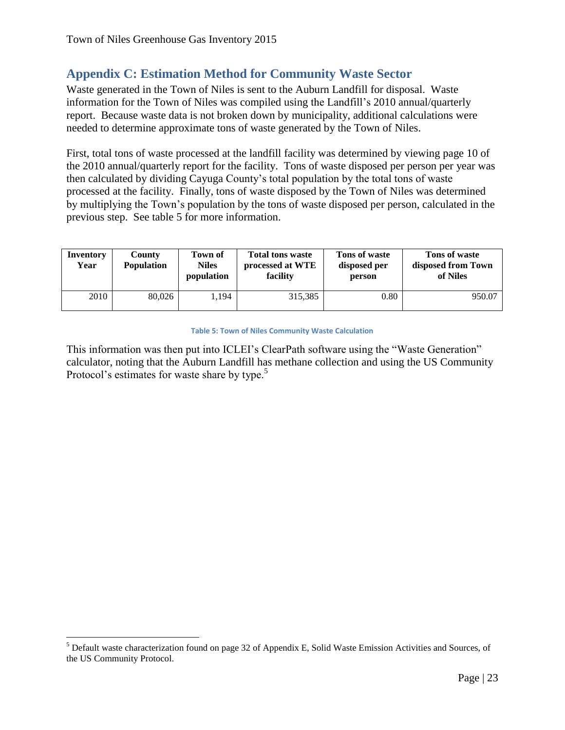## Appendix C: Estimation Method for Community Waste Sector

Waste generated in the Town of Niles is sent to the Auburn Landfill for disposal. Waste information for the Town of Niles was compiled using the Landfill's 2010 annual/quarterly report. Because waste data is not broken down by municipality, additional calculations were needed to determine approximate tons of waste generated by the Town of Niles.

First, total tons of waste processed at the landfill facility was determined by viewing page 10 of the 2010 annual/quarterly report for the facility. Tons of waste disposed per person per year was then calculated by dividing Cayuga County's total population by the total tons of waste processed at the facility. Finally, tons of waste disposed by the Town of Niles was determined by multiplying the Town's population by the tons of waste disposed per person, calculated in the previous step. See table 5 for more information.

| Inventory Year | County Population | Town of Niles population | Total tons waste processed at WTE facility | Tons of waste disposed per person | Tons of waste disposed from Town of Niles |
|---|---|---|---|---|---|
| 2010 | 80,026 | 1,194 | 315,385 | 0.80 | 950.07 |

Table 5: Town of Niles Community Waste Calculation

This information was then put into ICLEI's ClearPath software using the "Waste Generation" calculator, noting that the Auburn Landfill has methane collection and using the US Community Protocol's estimates for waste share by type.[5]

[5] Default waste characterization found on page 32 of Appendix E, Solid Waste Emission Activities and Sources, of the US Community Protocol.